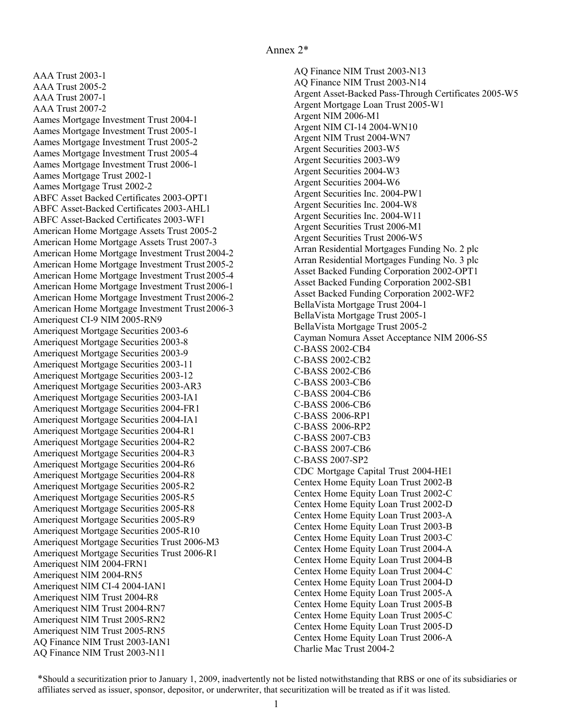# Annex 2*

AAA Trust 2003-1
AAA Trust 2005-2
AAA Trust 2007-1
AAA Trust 2007-2
Aames Mortgage Investment Trust 2004-1
Aames Mortgage Investment Trust 2005-1
Aames Mortgage Investment Trust 2005-2
Aames Mortgage Investment Trust 2005-4
Aames Mortgage Investment Trust 2006-1
Aames Mortgage Trust 2002-1
Aames Mortgage Trust 2002-2
ABFC Asset Backed Certificates 2003-OPT1
ABFC Asset-Backed Certificates 2003-AHL1
ABFC Asset-Backed Certificates 2003-WF1
American Home Mortgage Assets Trust 2005-2
American Home Mortgage Assets Trust 2007-3
American Home Mortgage Investment Trust 2004-2
American Home Mortgage Investment Trust 2005-2
American Home Mortgage Investment Trust 2005-4
American Home Mortgage Investment Trust 2006-1
American Home Mortgage Investment Trust 2006-2
American Home Mortgage Investment Trust 2006-3
Ameriquest CI-9 NIM 2005-RN9
Ameriquest Mortgage Securities 2003-6
Ameriquest Mortgage Securities 2003-8
Ameriquest Mortgage Securities 2003-9
Ameriquest Mortgage Securities 2003-11
Ameriquest Mortgage Securities 2003-12
Ameriquest Mortgage Securities 2003-AR3
Ameriquest Mortgage Securities 2003-IA1
Ameriquest Mortgage Securities 2004-FR1
Ameriquest Mortgage Securities 2004-IA1
Ameriquest Mortgage Securities 2004-R1
Ameriquest Mortgage Securities 2004-R2
Ameriquest Mortgage Securities 2004-R3
Ameriquest Mortgage Securities 2004-R6
Ameriquest Mortgage Securities 2004-R8
Ameriquest Mortgage Securities 2005-R2
Ameriquest Mortgage Securities 2005-R5
Ameriquest Mortgage Securities 2005-R8
Ameriquest Mortgage Securities 2005-R9
Ameriquest Mortgage Securities 2005-R10
Ameriquest Mortgage Securities Trust 2006-M3
Ameriquest Mortgage Securities Trust 2006-R1
Ameriquest NIM 2004-FRN1
Ameriquest NIM 2004-RN5
Ameriquest NIM CI-4 2004-IAN1
Ameriquest NIM Trust 2004-R8
Ameriquest NIM Trust 2004-RN7
Ameriquest NIM Trust 2005-RN2
Ameriquest NIM Trust 2005-RN5
AQ Finance NIM Trust 2003-IAN1
AQ Finance NIM Trust 2003-N11
AQ Finance NIM Trust 2003-N13
AQ Finance NIM Trust 2003-N14
Argent Asset-Backed Pass-Through Certificates 2005-W5
Argent Mortgage Loan Trust 2005-W1
Argent NIM 2006-M1
Argent NIM CI-14 2004-WN10
Argent NIM Trust 2004-WN7
Argent Securities 2003-W5
Argent Securities 2003-W9
Argent Securities 2004-W3
Argent Securities 2004-W6
Argent Securities Inc. 2004-PW1
Argent Securities Inc. 2004-W8
Argent Securities Inc. 2004-W11
Argent Securities Trust 2006-M1
Argent Securities Trust 2006-W5
Arran Residential Mortgages Funding No. 2 plc
Arran Residential Mortgages Funding No. 3 plc
Asset Backed Funding Corporation 2002-OPT1
Asset Backed Funding Corporation 2002-SB1
Asset Backed Funding Corporation 2002-WF2
BellaVista Mortgage Trust 2004-1
BellaVista Mortgage Trust 2005-1
BellaVista Mortgage Trust 2005-2
Cayman Nomura Asset Acceptance NIM 2006-S5
C-BASS 2002-CB4
C-BASS 2002-CB2
C-BASS 2002-CB6
C-BASS 2003-CB6
C-BASS 2004-CB6
C-BASS 2006-CB6
C-BASS 2006-RP1
C-BASS 2006-RP2
C-BASS 2007-CB3
C-BASS 2007-CB6
C-BASS 2007-SP2
CDC Mortgage Capital Trust 2004-HE1
Centex Home Equity Loan Trust 2002-B
Centex Home Equity Loan Trust 2002-C
Centex Home Equity Loan Trust 2002-D
Centex Home Equity Loan Trust 2003-A
Centex Home Equity Loan Trust 2003-B
Centex Home Equity Loan Trust 2003-C
Centex Home Equity Loan Trust 2004-A
Centex Home Equity Loan Trust 2004-B
Centex Home Equity Loan Trust 2004-C
Centex Home Equity Loan Trust 2004-D
Centex Home Equity Loan Trust 2005-A
Centex Home Equity Loan Trust 2005-B
Centex Home Equity Loan Trust 2005-C
Centex Home Equity Loan Trust 2005-D
Centex Home Equity Loan Trust 2006-A
Charlie Mac Trust 2004-2

*Should a securitization prior to January 1, 2009, inadvertently not be listed notwithstanding that RBS or one of its subsidiaries or affiliates served as issuer, sponsor, depositor, or underwriter, that securitization will be treated as if it was listed.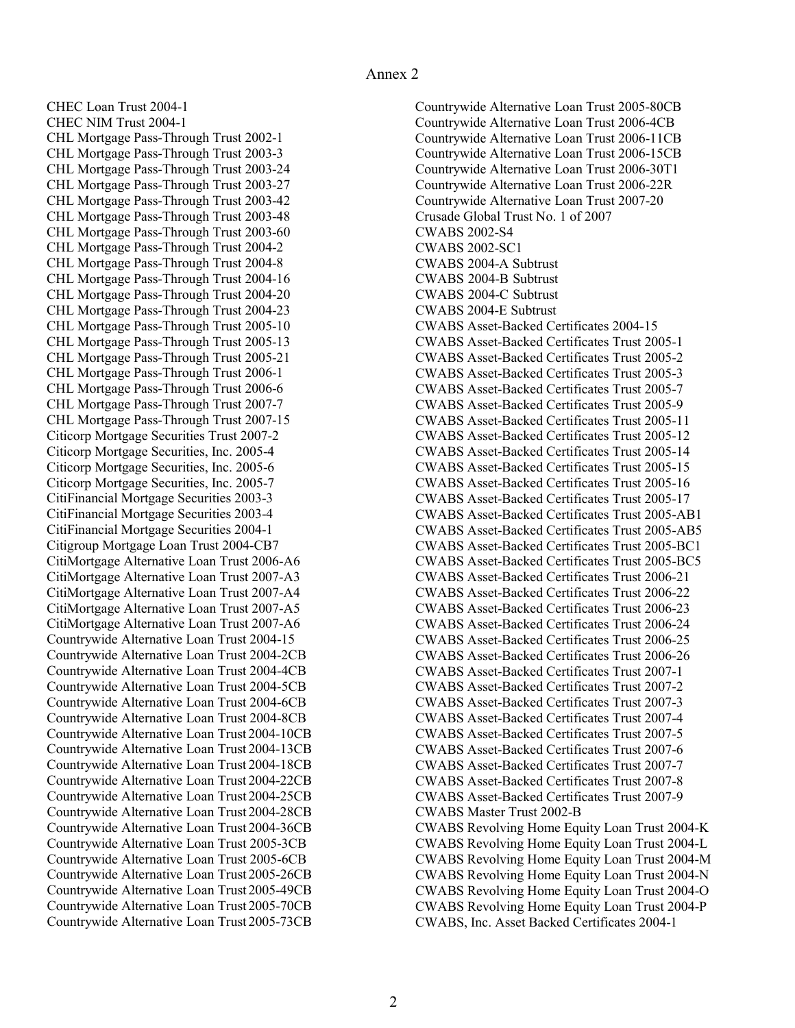Annex 2

CHEC Loan Trust 2004-1
CHEC NIM Trust 2004-1
CHL Mortgage Pass-Through Trust 2002-1
CHL Mortgage Pass-Through Trust 2003-3
CHL Mortgage Pass-Through Trust 2003-24
CHL Mortgage Pass-Through Trust 2003-27
CHL Mortgage Pass-Through Trust 2003-42
CHL Mortgage Pass-Through Trust 2003-48
CHL Mortgage Pass-Through Trust 2003-60
CHL Mortgage Pass-Through Trust 2004-2
CHL Mortgage Pass-Through Trust 2004-8
CHL Mortgage Pass-Through Trust 2004-16
CHL Mortgage Pass-Through Trust 2004-20
CHL Mortgage Pass-Through Trust 2004-23
CHL Mortgage Pass-Through Trust 2005-10
CHL Mortgage Pass-Through Trust 2005-13
CHL Mortgage Pass-Through Trust 2005-21
CHL Mortgage Pass-Through Trust 2006-1
CHL Mortgage Pass-Through Trust 2006-6
CHL Mortgage Pass-Through Trust 2007-7
CHL Mortgage Pass-Through Trust 2007-15
Citicorp Mortgage Securities Trust 2007-2
Citicorp Mortgage Securities, Inc. 2005-4
Citicorp Mortgage Securities, Inc. 2005-6
Citicorp Mortgage Securities, Inc. 2005-7
CitiFinancial Mortgage Securities 2003-3
CitiFinancial Mortgage Securities 2003-4
CitiFinancial Mortgage Securities 2004-1
Citigroup Mortgage Loan Trust 2004-CB7
CitiMortgage Alternative Loan Trust 2006-A6
CitiMortgage Alternative Loan Trust 2007-A3
CitiMortgage Alternative Loan Trust 2007-A4
CitiMortgage Alternative Loan Trust 2007-A5
CitiMortgage Alternative Loan Trust 2007-A6
Countrywide Alternative Loan Trust 2004-15
Countrywide Alternative Loan Trust 2004-2CB
Countrywide Alternative Loan Trust 2004-4CB
Countrywide Alternative Loan Trust 2004-5CB
Countrywide Alternative Loan Trust 2004-6CB
Countrywide Alternative Loan Trust 2004-8CB
Countrywide Alternative Loan Trust 2004-10CB
Countrywide Alternative Loan Trust 2004-13CB
Countrywide Alternative Loan Trust 2004-18CB
Countrywide Alternative Loan Trust 2004-22CB
Countrywide Alternative Loan Trust 2004-25CB
Countrywide Alternative Loan Trust 2004-28CB
Countrywide Alternative Loan Trust 2004-36CB
Countrywide Alternative Loan Trust 2005-3CB
Countrywide Alternative Loan Trust 2005-6CB
Countrywide Alternative Loan Trust 2005-26CB
Countrywide Alternative Loan Trust 2005-49CB
Countrywide Alternative Loan Trust 2005-70CB
Countrywide Alternative Loan Trust 2005-73CB
Countrywide Alternative Loan Trust 2005-80CB
Countrywide Alternative Loan Trust 2006-4CB
Countrywide Alternative Loan Trust 2006-11CB
Countrywide Alternative Loan Trust 2006-15CB
Countrywide Alternative Loan Trust 2006-30T1
Countrywide Alternative Loan Trust 2006-22R
Countrywide Alternative Loan Trust 2007-20
Crusade Global Trust No. 1 of 2007
CWABS 2002-S4
CWABS 2002-SC1
CWABS 2004-A Subtrust
CWABS 2004-B Subtrust
CWABS 2004-C Subtrust
CWABS 2004-E Subtrust
CWABS Asset-Backed Certificates 2004-15
CWABS Asset-Backed Certificates Trust 2005-1
CWABS Asset-Backed Certificates Trust 2005-2
CWABS Asset-Backed Certificates Trust 2005-3
CWABS Asset-Backed Certificates Trust 2005-7
CWABS Asset-Backed Certificates Trust 2005-9
CWABS Asset-Backed Certificates Trust 2005-11
CWABS Asset-Backed Certificates Trust 2005-12
CWABS Asset-Backed Certificates Trust 2005-14
CWABS Asset-Backed Certificates Trust 2005-15
CWABS Asset-Backed Certificates Trust 2005-16
CWABS Asset-Backed Certificates Trust 2005-17
CWABS Asset-Backed Certificates Trust 2005-AB1
CWABS Asset-Backed Certificates Trust 2005-AB5
CWABS Asset-Backed Certificates Trust 2005-BC1
CWABS Asset-Backed Certificates Trust 2005-BC5
CWABS Asset-Backed Certificates Trust 2006-21
CWABS Asset-Backed Certificates Trust 2006-22
CWABS Asset-Backed Certificates Trust 2006-23
CWABS Asset-Backed Certificates Trust 2006-24
CWABS Asset-Backed Certificates Trust 2006-25
CWABS Asset-Backed Certificates Trust 2006-26
CWABS Asset-Backed Certificates Trust 2007-1
CWABS Asset-Backed Certificates Trust 2007-2
CWABS Asset-Backed Certificates Trust 2007-3
CWABS Asset-Backed Certificates Trust 2007-4
CWABS Asset-Backed Certificates Trust 2007-5
CWABS Asset-Backed Certificates Trust 2007-6
CWABS Asset-Backed Certificates Trust 2007-7
CWABS Asset-Backed Certificates Trust 2007-8
CWABS Asset-Backed Certificates Trust 2007-9
CWABS Master Trust 2002-B
CWABS Revolving Home Equity Loan Trust 2004-K
CWABS Revolving Home Equity Loan Trust 2004-L
CWABS Revolving Home Equity Loan Trust 2004-M
CWABS Revolving Home Equity Loan Trust 2004-N
CWABS Revolving Home Equity Loan Trust 2004-O
CWABS Revolving Home Equity Loan Trust 2004-P
CWABS, Inc. Asset Backed Certificates 2004-1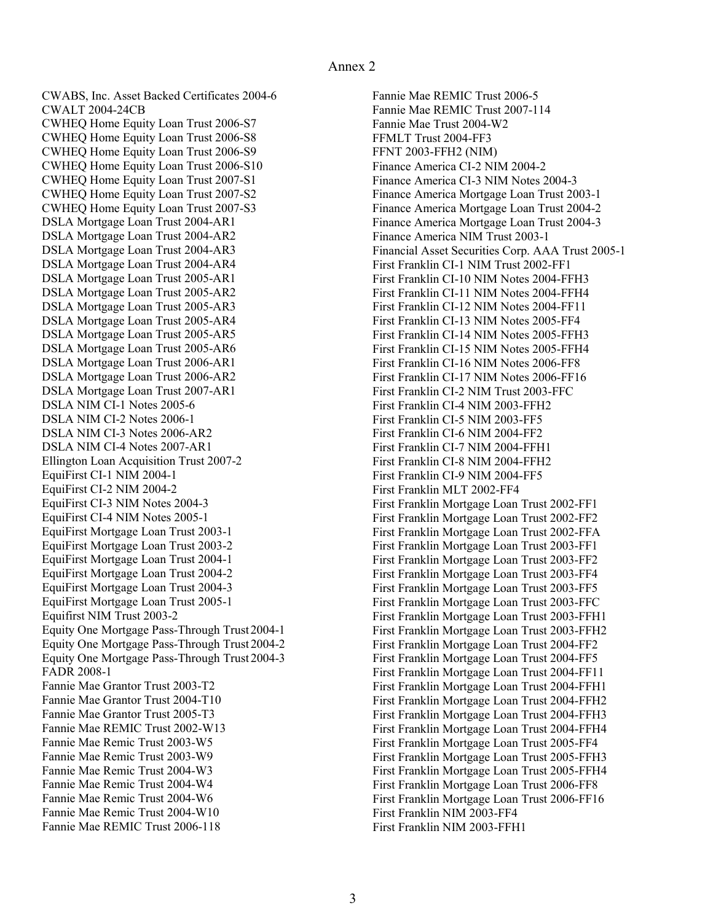# Annex 2

CWABS, Inc. Asset Backed Certificates 2004-6
CWALT 2004-24CB
CWHEQ Home Equity Loan Trust 2006-S7
CWHEQ Home Equity Loan Trust 2006-S8
CWHEQ Home Equity Loan Trust 2006-S9
CWHEQ Home Equity Loan Trust 2006-S10
CWHEQ Home Equity Loan Trust 2007-S1
CWHEQ Home Equity Loan Trust 2007-S2
CWHEQ Home Equity Loan Trust 2007-S3
DSLA Mortgage Loan Trust 2004-AR1
DSLA Mortgage Loan Trust 2004-AR2
DSLA Mortgage Loan Trust 2004-AR3
DSLA Mortgage Loan Trust 2004-AR4
DSLA Mortgage Loan Trust 2005-AR1
DSLA Mortgage Loan Trust 2005-AR2
DSLA Mortgage Loan Trust 2005-AR3
DSLA Mortgage Loan Trust 2005-AR4
DSLA Mortgage Loan Trust 2005-AR5
DSLA Mortgage Loan Trust 2005-AR6
DSLA Mortgage Loan Trust 2006-AR1
DSLA Mortgage Loan Trust 2006-AR2
DSLA Mortgage Loan Trust 2007-AR1
DSLA NIM CI-1 Notes 2005-6
DSLA NIM CI-2 Notes 2006-1
DSLA NIM CI-3 Notes 2006-AR2
DSLA NIM CI-4 Notes 2007-AR1
Ellington Loan Acquisition Trust 2007-2
EquiFirst CI-1 NIM 2004-1
EquiFirst CI-2 NIM 2004-2
EquiFirst CI-3 NIM Notes 2004-3
EquiFirst CI-4 NIM Notes 2005-1
EquiFirst Mortgage Loan Trust 2003-1
EquiFirst Mortgage Loan Trust 2003-2
EquiFirst Mortgage Loan Trust 2004-1
EquiFirst Mortgage Loan Trust 2004-2
EquiFirst Mortgage Loan Trust 2004-3
EquiFirst Mortgage Loan Trust 2005-1
Equifirst NIM Trust 2003-2
Equity One Mortgage Pass-Through Trust 2004-1
Equity One Mortgage Pass-Through Trust 2004-2
Equity One Mortgage Pass-Through Trust 2004-3
FADR 2008-1
Fannie Mae Grantor Trust 2003-T2
Fannie Mae Grantor Trust 2004-T10
Fannie Mae Grantor Trust 2005-T3
Fannie Mae REMIC Trust 2002-W13
Fannie Mae Remic Trust 2003-W5
Fannie Mae Remic Trust 2003-W9
Fannie Mae Remic Trust 2004-W3
Fannie Mae Remic Trust 2004-W4
Fannie Mae Remic Trust 2004-W6
Fannie Mae Remic Trust 2004-W10
Fannie Mae REMIC Trust 2006-118
Fannie Mae REMIC Trust 2006-5
Fannie Mae REMIC Trust 2007-114
Fannie Mae Trust 2004-W2
FFMLT Trust 2004-FF3
FFNT 2003-FFH2 (NIM)
Finance America CI-2 NIM 2004-2
Finance America CI-3 NIM Notes 2004-3
Finance America Mortgage Loan Trust 2003-1
Finance America Mortgage Loan Trust 2004-2
Finance America Mortgage Loan Trust 2004-3
Finance America NIM Trust 2003-1
Financial Asset Securities Corp. AAA Trust 2005-1
First Franklin CI-1 NIM Trust 2002-FF1
First Franklin CI-10 NIM Notes 2004-FFH3
First Franklin CI-11 NIM Notes 2004-FFH4
First Franklin CI-12 NIM Notes 2004-FF11
First Franklin CI-13 NIM Notes 2005-FF4
First Franklin CI-14 NIM Notes 2005-FFH3
First Franklin CI-15 NIM Notes 2005-FFH4
First Franklin CI-16 NIM Notes 2006-FF8
First Franklin CI-17 NIM Notes 2006-FF16
First Franklin CI-2 NIM Trust 2003-FFC
First Franklin CI-4 NIM 2003-FFH2
First Franklin CI-5 NIM 2003-FF5
First Franklin CI-6 NIM 2004-FF2
First Franklin CI-7 NIM 2004-FFH1
First Franklin CI-8 NIM 2004-FFH2
First Franklin CI-9 NIM 2004-FF5
First Franklin MLT 2002-FF4
First Franklin Mortgage Loan Trust 2002-FF1
First Franklin Mortgage Loan Trust 2002-FF2
First Franklin Mortgage Loan Trust 2002-FFA
First Franklin Mortgage Loan Trust 2003-FF1
First Franklin Mortgage Loan Trust 2003-FF2
First Franklin Mortgage Loan Trust 2003-FF4
First Franklin Mortgage Loan Trust 2003-FF5
First Franklin Mortgage Loan Trust 2003-FFC
First Franklin Mortgage Loan Trust 2003-FFH1
First Franklin Mortgage Loan Trust 2003-FFH2
First Franklin Mortgage Loan Trust 2004-FF2
First Franklin Mortgage Loan Trust 2004-FF5
First Franklin Mortgage Loan Trust 2004-FF11
First Franklin Mortgage Loan Trust 2004-FFH1
First Franklin Mortgage Loan Trust 2004-FFH2
First Franklin Mortgage Loan Trust 2004-FFH3
First Franklin Mortgage Loan Trust 2004-FFH4
First Franklin Mortgage Loan Trust 2005-FF4
First Franklin Mortgage Loan Trust 2005-FFH3
First Franklin Mortgage Loan Trust 2005-FFH4
First Franklin Mortgage Loan Trust 2006-FF8
First Franklin Mortgage Loan Trust 2006-FF16
First Franklin NIM 2003-FF4
First Franklin NIM 2003-FFH1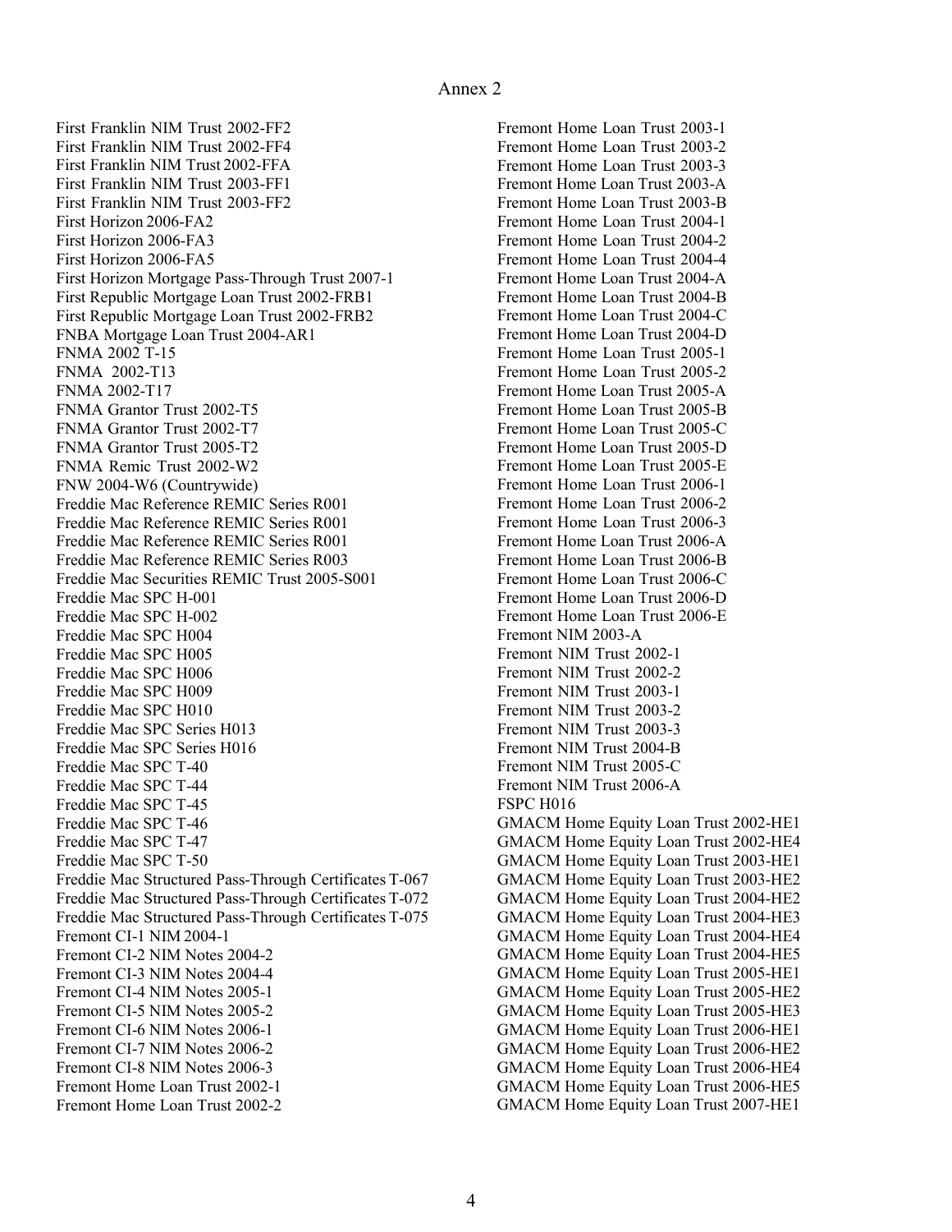Annex 2

First Franklin NIM Trust 2002-FF2
First Franklin NIM Trust 2002-FF4
First Franklin NIM Trust 2002-FFA
First Franklin NIM Trust 2003-FF1
First Franklin NIM Trust 2003-FF2
First Horizon 2006-FA2
First Horizon 2006-FA3
First Horizon 2006-FA5
First Horizon Mortgage Pass-Through Trust 2007-1
First Republic Mortgage Loan Trust 2002-FRB1
First Republic Mortgage Loan Trust 2002-FRB2
FNBA Mortgage Loan Trust 2004-AR1
FNMA 2002 T-15
FNMA 2002-T13
FNMA 2002-T17
FNMA Grantor Trust 2002-T5
FNMA Grantor Trust 2002-T7
FNMA Grantor Trust 2005-T2
FNMA Remic Trust 2002-W2
FNW 2004-W6 (Countrywide)
Freddie Mac Reference REMIC Series R001
Freddie Mac Reference REMIC Series R001
Freddie Mac Reference REMIC Series R001
Freddie Mac Reference REMIC Series R003
Freddie Mac Securities REMIC Trust 2005-S001
Freddie Mac SPC H-001
Freddie Mac SPC H-002
Freddie Mac SPC H004
Freddie Mac SPC H005
Freddie Mac SPC H006
Freddie Mac SPC H009
Freddie Mac SPC H010
Freddie Mac SPC Series H013
Freddie Mac SPC Series H016
Freddie Mac SPC T-40
Freddie Mac SPC T-44
Freddie Mac SPC T-45
Freddie Mac SPC T-46
Freddie Mac SPC T-47
Freddie Mac SPC T-50
Freddie Mac Structured Pass-Through Certificates T-067
Freddie Mac Structured Pass-Through Certificates T-072
Freddie Mac Structured Pass-Through Certificates T-075
Fremont CI-1 NIM 2004-1
Fremont CI-2 NIM Notes 2004-2
Fremont CI-3 NIM Notes 2004-4
Fremont CI-4 NIM Notes 2005-1
Fremont CI-5 NIM Notes 2005-2
Fremont CI-6 NIM Notes 2006-1
Fremont CI-7 NIM Notes 2006-2
Fremont CI-8 NIM Notes 2006-3
Fremont Home Loan Trust 2002-1
Fremont Home Loan Trust 2002-2
Fremont Home Loan Trust 2003-1
Fremont Home Loan Trust 2003-2
Fremont Home Loan Trust 2003-3
Fremont Home Loan Trust 2003-A
Fremont Home Loan Trust 2003-B
Fremont Home Loan Trust 2004-1
Fremont Home Loan Trust 2004-2
Fremont Home Loan Trust 2004-4
Fremont Home Loan Trust 2004-A
Fremont Home Loan Trust 2004-B
Fremont Home Loan Trust 2004-C
Fremont Home Loan Trust 2004-D
Fremont Home Loan Trust 2005-1
Fremont Home Loan Trust 2005-2
Fremont Home Loan Trust 2005-A
Fremont Home Loan Trust 2005-B
Fremont Home Loan Trust 2005-C
Fremont Home Loan Trust 2005-D
Fremont Home Loan Trust 2005-E
Fremont Home Loan Trust 2006-1
Fremont Home Loan Trust 2006-2
Fremont Home Loan Trust 2006-3
Fremont Home Loan Trust 2006-A
Fremont Home Loan Trust 2006-B
Fremont Home Loan Trust 2006-C
Fremont Home Loan Trust 2006-D
Fremont Home Loan Trust 2006-E
Fremont NIM 2003-A
Fremont NIM Trust 2002-1
Fremont NIM Trust 2002-2
Fremont NIM Trust 2003-1
Fremont NIM Trust 2003-2
Fremont NIM Trust 2003-3
Fremont NIM Trust 2004-B
Fremont NIM Trust 2005-C
Fremont NIM Trust 2006-A
FSPC H016
GMACM Home Equity Loan Trust 2002-HE1
GMACM Home Equity Loan Trust 2002-HE4
GMACM Home Equity Loan Trust 2003-HE1
GMACM Home Equity Loan Trust 2003-HE2
GMACM Home Equity Loan Trust 2004-HE2
GMACM Home Equity Loan Trust 2004-HE3
GMACM Home Equity Loan Trust 2004-HE4
GMACM Home Equity Loan Trust 2004-HE5
GMACM Home Equity Loan Trust 2005-HE1
GMACM Home Equity Loan Trust 2005-HE2
GMACM Home Equity Loan Trust 2005-HE3
GMACM Home Equity Loan Trust 2006-HE1
GMACM Home Equity Loan Trust 2006-HE2
GMACM Home Equity Loan Trust 2006-HE4
GMACM Home Equity Loan Trust 2006-HE5
GMACM Home Equity Loan Trust 2007-HE1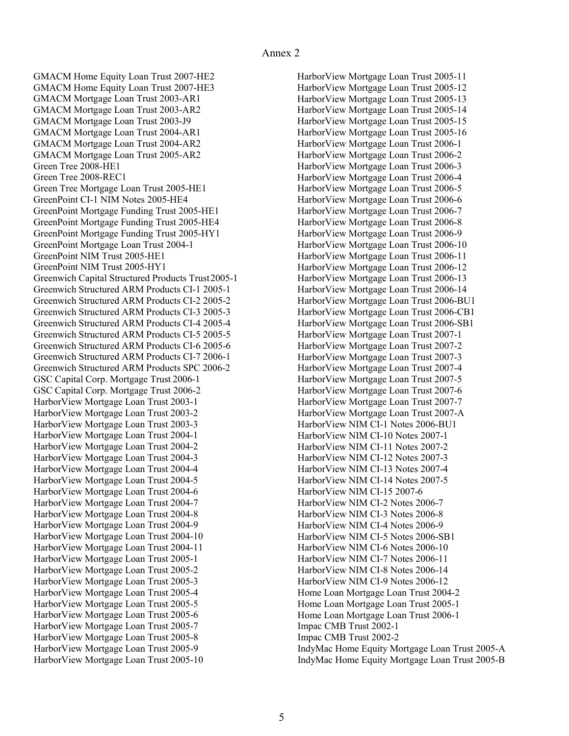Annex 2

GMACM Home Equity Loan Trust 2007-HE2
GMACM Home Equity Loan Trust 2007-HE3
GMACM Mortgage Loan Trust 2003-AR1
GMACM Mortgage Loan Trust 2003-AR2
GMACM Mortgage Loan Trust 2003-J9
GMACM Mortgage Loan Trust 2004-AR1
GMACM Mortgage Loan Trust 2004-AR2
GMACM Mortgage Loan Trust 2005-AR2
Green Tree 2008-HE1
Green Tree 2008-REC1
Green Tree Mortgage Loan Trust 2005-HE1
GreenPoint CI-1 NIM Notes 2005-HE4
GreenPoint Mortgage Funding Trust 2005-HE1
GreenPoint Mortgage Funding Trust 2005-HE4
GreenPoint Mortgage Funding Trust 2005-HY1
GreenPoint Mortgage Loan Trust 2004-1
GreenPoint NIM Trust 2005-HE1
GreenPoint NIM Trust 2005-HY1
Greenwich Capital Structured Products Trust 2005-1
Greenwich Structured ARM Products CI-1 2005-1
Greenwich Structured ARM Products CI-2 2005-2
Greenwich Structured ARM Products CI-3 2005-3
Greenwich Structured ARM Products CI-4 2005-4
Greenwich Structured ARM Products CI-5 2005-5
Greenwich Structured ARM Products CI-6 2005-6
Greenwich Structured ARM Products CI-7 2006-1
Greenwich Structured ARM Products SPC 2006-2
GSC Capital Corp. Mortgage Trust 2006-1
GSC Capital Corp. Mortgage Trust 2006-2
HarborView Mortgage Loan Trust 2003-1
HarborView Mortgage Loan Trust 2003-2
HarborView Mortgage Loan Trust 2003-3
HarborView Mortgage Loan Trust 2004-1
HarborView Mortgage Loan Trust 2004-2
HarborView Mortgage Loan Trust 2004-3
HarborView Mortgage Loan Trust 2004-4
HarborView Mortgage Loan Trust 2004-5
HarborView Mortgage Loan Trust 2004-6
HarborView Mortgage Loan Trust 2004-7
HarborView Mortgage Loan Trust 2004-8
HarborView Mortgage Loan Trust 2004-9
HarborView Mortgage Loan Trust 2004-10
HarborView Mortgage Loan Trust 2004-11
HarborView Mortgage Loan Trust 2005-1
HarborView Mortgage Loan Trust 2005-2
HarborView Mortgage Loan Trust 2005-3
HarborView Mortgage Loan Trust 2005-4
HarborView Mortgage Loan Trust 2005-5
HarborView Mortgage Loan Trust 2005-6
HarborView Mortgage Loan Trust 2005-7
HarborView Mortgage Loan Trust 2005-8
HarborView Mortgage Loan Trust 2005-9
HarborView Mortgage Loan Trust 2005-10
HarborView Mortgage Loan Trust 2005-11
HarborView Mortgage Loan Trust 2005-12
HarborView Mortgage Loan Trust 2005-13
HarborView Mortgage Loan Trust 2005-14
HarborView Mortgage Loan Trust 2005-15
HarborView Mortgage Loan Trust 2005-16
HarborView Mortgage Loan Trust 2006-1
HarborView Mortgage Loan Trust 2006-2
HarborView Mortgage Loan Trust 2006-3
HarborView Mortgage Loan Trust 2006-4
HarborView Mortgage Loan Trust 2006-5
HarborView Mortgage Loan Trust 2006-6
HarborView Mortgage Loan Trust 2006-7
HarborView Mortgage Loan Trust 2006-8
HarborView Mortgage Loan Trust 2006-9
HarborView Mortgage Loan Trust 2006-10
HarborView Mortgage Loan Trust 2006-11
HarborView Mortgage Loan Trust 2006-12
HarborView Mortgage Loan Trust 2006-13
HarborView Mortgage Loan Trust 2006-14
HarborView Mortgage Loan Trust 2006-BU1
HarborView Mortgage Loan Trust 2006-CB1
HarborView Mortgage Loan Trust 2006-SB1
HarborView Mortgage Loan Trust 2007-1
HarborView Mortgage Loan Trust 2007-2
HarborView Mortgage Loan Trust 2007-3
HarborView Mortgage Loan Trust 2007-4
HarborView Mortgage Loan Trust 2007-5
HarborView Mortgage Loan Trust 2007-6
HarborView Mortgage Loan Trust 2007-7
HarborView Mortgage Loan Trust 2007-A
HarborView NIM CI-1 Notes 2006-BU1
HarborView NIM CI-10 Notes 2007-1
HarborView NIM CI-11 Notes 2007-2
HarborView NIM CI-12 Notes 2007-3
HarborView NIM CI-13 Notes 2007-4
HarborView NIM CI-14 Notes 2007-5
HarborView NIM CI-15 2007-6
HarborView NIM CI-2 Notes 2006-7
HarborView NIM CI-3 Notes 2006-8
HarborView NIM CI-4 Notes 2006-9
HarborView NIM CI-5 Notes 2006-SB1
HarborView NIM CI-6 Notes 2006-10
HarborView NIM CI-7 Notes 2006-11
HarborView NIM CI-8 Notes 2006-14
HarborView NIM CI-9 Notes 2006-12
Home Loan Mortgage Loan Trust 2004-2
Home Loan Mortgage Loan Trust 2005-1
Home Loan Mortgage Loan Trust 2006-1
Impac CMB Trust 2002-1
Impac CMB Trust 2002-2
IndyMac Home Equity Mortgage Loan Trust 2005-A
IndyMac Home Equity Mortgage Loan Trust 2005-B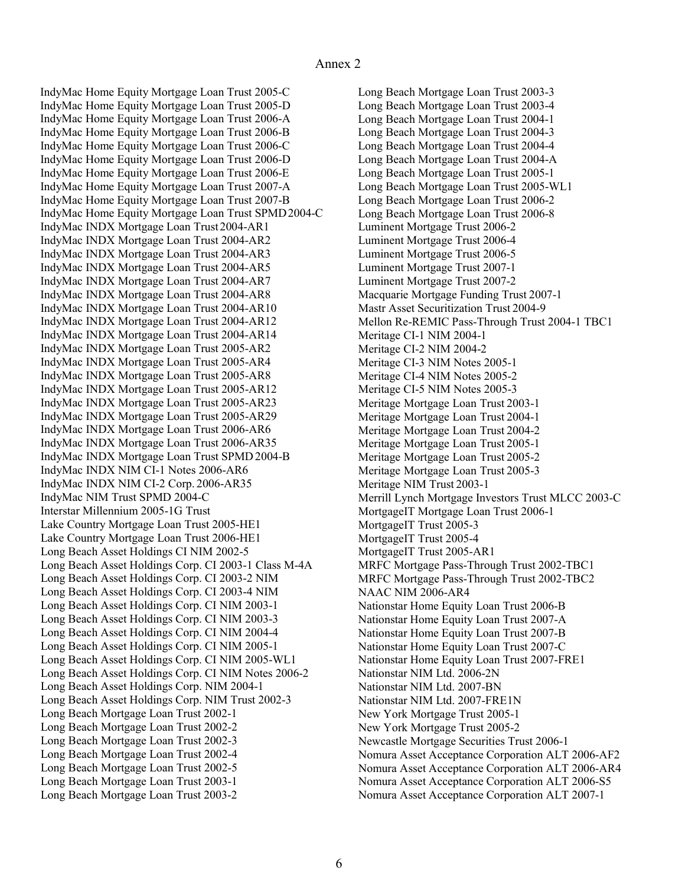Annex 2

IndyMac Home Equity Mortgage Loan Trust 2005-C
IndyMac Home Equity Mortgage Loan Trust 2005-D
IndyMac Home Equity Mortgage Loan Trust 2006-A
IndyMac Home Equity Mortgage Loan Trust 2006-B
IndyMac Home Equity Mortgage Loan Trust 2006-C
IndyMac Home Equity Mortgage Loan Trust 2006-D
IndyMac Home Equity Mortgage Loan Trust 2006-E
IndyMac Home Equity Mortgage Loan Trust 2007-A
IndyMac Home Equity Mortgage Loan Trust 2007-B
IndyMac Home Equity Mortgage Loan Trust SPMD 2004-C
IndyMac INDX Mortgage Loan Trust 2004-AR1
IndyMac INDX Mortgage Loan Trust 2004-AR2
IndyMac INDX Mortgage Loan Trust 2004-AR3
IndyMac INDX Mortgage Loan Trust 2004-AR5
IndyMac INDX Mortgage Loan Trust 2004-AR7
IndyMac INDX Mortgage Loan Trust 2004-AR8
IndyMac INDX Mortgage Loan Trust 2004-AR10
IndyMac INDX Mortgage Loan Trust 2004-AR12
IndyMac INDX Mortgage Loan Trust 2004-AR14
IndyMac INDX Mortgage Loan Trust 2005-AR2
IndyMac INDX Mortgage Loan Trust 2005-AR4
IndyMac INDX Mortgage Loan Trust 2005-AR8
IndyMac INDX Mortgage Loan Trust 2005-AR12
IndyMac INDX Mortgage Loan Trust 2005-AR23
IndyMac INDX Mortgage Loan Trust 2005-AR29
IndyMac INDX Mortgage Loan Trust 2006-AR6
IndyMac INDX Mortgage Loan Trust 2006-AR35
IndyMac INDX Mortgage Loan Trust SPMD 2004-B
IndyMac INDX NIM CI-1 Notes 2006-AR6
IndyMac INDX NIM CI-2 Corp. 2006-AR35
IndyMac NIM Trust SPMD 2004-C
Interstar Millennium 2005-1G Trust
Lake Country Mortgage Loan Trust 2005-HE1
Lake Country Mortgage Loan Trust 2006-HE1
Long Beach Asset Holdings CI NIM 2002-5
Long Beach Asset Holdings Corp. CI 2003-1 Class M-4A
Long Beach Asset Holdings Corp. CI 2003-2 NIM
Long Beach Asset Holdings Corp. CI 2003-4 NIM
Long Beach Asset Holdings Corp. CI NIM 2003-1
Long Beach Asset Holdings Corp. CI NIM 2003-3
Long Beach Asset Holdings Corp. CI NIM 2004-4
Long Beach Asset Holdings Corp. CI NIM 2005-1
Long Beach Asset Holdings Corp. CI NIM 2005-WL1
Long Beach Asset Holdings Corp. CI NIM Notes 2006-2
Long Beach Asset Holdings Corp. NIM 2004-1
Long Beach Asset Holdings Corp. NIM Trust 2002-3
Long Beach Mortgage Loan Trust 2002-1
Long Beach Mortgage Loan Trust 2002-2
Long Beach Mortgage Loan Trust 2002-3
Long Beach Mortgage Loan Trust 2002-4
Long Beach Mortgage Loan Trust 2002-5
Long Beach Mortgage Loan Trust 2003-1
Long Beach Mortgage Loan Trust 2003-2
Long Beach Mortgage Loan Trust 2003-3
Long Beach Mortgage Loan Trust 2003-4
Long Beach Mortgage Loan Trust 2004-1
Long Beach Mortgage Loan Trust 2004-3
Long Beach Mortgage Loan Trust 2004-4
Long Beach Mortgage Loan Trust 2004-A
Long Beach Mortgage Loan Trust 2005-1
Long Beach Mortgage Loan Trust 2005-WL1
Long Beach Mortgage Loan Trust 2006-2
Long Beach Mortgage Loan Trust 2006-8
Luminent Mortgage Trust 2006-2
Luminent Mortgage Trust 2006-4
Luminent Mortgage Trust 2006-5
Luminent Mortgage Trust 2007-1
Luminent Mortgage Trust 2007-2
Macquarie Mortgage Funding Trust 2007-1
Mastr Asset Securitization Trust 2004-9
Mellon Re-REMIC Pass-Through Trust 2004-1 TBC1
Meritage CI-1 NIM 2004-1
Meritage CI-2 NIM 2004-2
Meritage CI-3 NIM Notes 2005-1
Meritage CI-4 NIM Notes 2005-2
Meritage CI-5 NIM Notes 2005-3
Meritage Mortgage Loan Trust 2003-1
Meritage Mortgage Loan Trust 2004-1
Meritage Mortgage Loan Trust 2004-2
Meritage Mortgage Loan Trust 2005-1
Meritage Mortgage Loan Trust 2005-2
Meritage Mortgage Loan Trust 2005-3
Meritage NIM Trust 2003-1
Merrill Lynch Mortgage Investors Trust MLCC 2003-C
MortgageIT Mortgage Loan Trust 2006-1
MortgageIT Trust 2005-3
MortgageIT Trust 2005-4
MortgageIT Trust 2005-AR1
MRFC Mortgage Pass-Through Trust 2002-TBC1
MRFC Mortgage Pass-Through Trust 2002-TBC2
NAAC NIM 2006-AR4
Nationstar Home Equity Loan Trust 2006-B
Nationstar Home Equity Loan Trust 2007-A
Nationstar Home Equity Loan Trust 2007-B
Nationstar Home Equity Loan Trust 2007-C
Nationstar Home Equity Loan Trust 2007-FRE1
Nationstar NIM Ltd. 2006-2N
Nationstar NIM Ltd. 2007-BN
Nationstar NIM Ltd. 2007-FRE1N
New York Mortgage Trust 2005-1
New York Mortgage Trust 2005-2
Newcastle Mortgage Securities Trust 2006-1
Nomura Asset Acceptance Corporation ALT 2006-AF2
Nomura Asset Acceptance Corporation ALT 2006-AR4
Nomura Asset Acceptance Corporation ALT 2006-S5
Nomura Asset Acceptance Corporation ALT 2007-1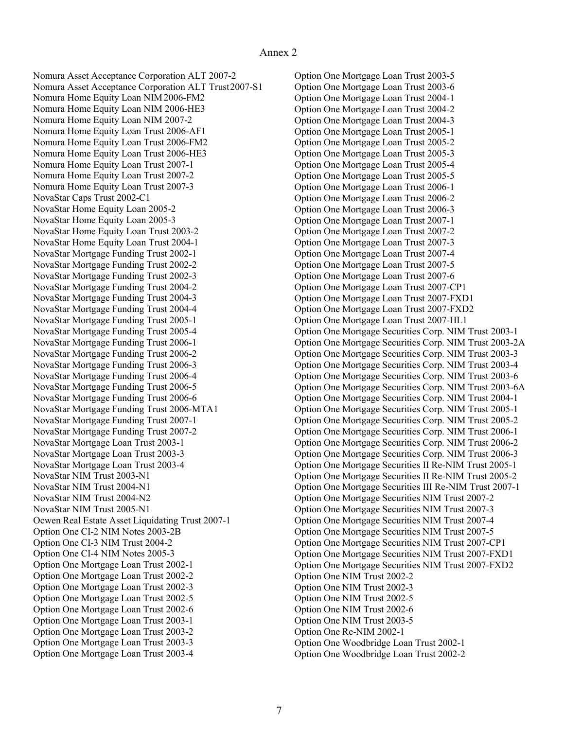Annex 2

Nomura Asset Acceptance Corporation ALT 2007-2
Nomura Asset Acceptance Corporation ALT Trust 2007-S1
Nomura Home Equity Loan NIM 2006-FM2
Nomura Home Equity Loan NIM 2006-HE3
Nomura Home Equity Loan NIM 2007-2
Nomura Home Equity Loan Trust 2006-AF1
Nomura Home Equity Loan Trust 2006-FM2
Nomura Home Equity Loan Trust 2006-HE3
Nomura Home Equity Loan Trust 2007-1
Nomura Home Equity Loan Trust 2007-2
Nomura Home Equity Loan Trust 2007-3
NovaStar Caps Trust 2002-C1
NovaStar Home Equity Loan 2005-2
NovaStar Home Equity Loan 2005-3
NovaStar Home Equity Loan Trust 2003-2
NovaStar Home Equity Loan Trust 2004-1
NovaStar Mortgage Funding Trust 2002-1
NovaStar Mortgage Funding Trust 2002-2
NovaStar Mortgage Funding Trust 2002-3
NovaStar Mortgage Funding Trust 2004-2
NovaStar Mortgage Funding Trust 2004-3
NovaStar Mortgage Funding Trust 2004-4
NovaStar Mortgage Funding Trust 2005-1
NovaStar Mortgage Funding Trust 2005-4
NovaStar Mortgage Funding Trust 2006-1
NovaStar Mortgage Funding Trust 2006-2
NovaStar Mortgage Funding Trust 2006-3
NovaStar Mortgage Funding Trust 2006-4
NovaStar Mortgage Funding Trust 2006-5
NovaStar Mortgage Funding Trust 2006-6
NovaStar Mortgage Funding Trust 2006-MTA1
NovaStar Mortgage Funding Trust 2007-1
NovaStar Mortgage Funding Trust 2007-2
NovaStar Mortgage Loan Trust 2003-1
NovaStar Mortgage Loan Trust 2003-3
NovaStar Mortgage Loan Trust 2003-4
NovaStar NIM Trust 2003-N1
NovaStar NIM Trust 2004-N1
NovaStar NIM Trust 2004-N2
NovaStar NIM Trust 2005-N1
Ocwen Real Estate Asset Liquidating Trust 2007-1
Option One CI-2 NIM Notes 2003-2B
Option One CI-3 NIM Trust 2004-2
Option One CI-4 NIM Notes 2005-3
Option One Mortgage Loan Trust 2002-1
Option One Mortgage Loan Trust 2002-2
Option One Mortgage Loan Trust 2002-3
Option One Mortgage Loan Trust 2002-5
Option One Mortgage Loan Trust 2002-6
Option One Mortgage Loan Trust 2003-1
Option One Mortgage Loan Trust 2003-2
Option One Mortgage Loan Trust 2003-3
Option One Mortgage Loan Trust 2003-4
Option One Mortgage Loan Trust 2003-5
Option One Mortgage Loan Trust 2003-6
Option One Mortgage Loan Trust 2004-1
Option One Mortgage Loan Trust 2004-2
Option One Mortgage Loan Trust 2004-3
Option One Mortgage Loan Trust 2005-1
Option One Mortgage Loan Trust 2005-2
Option One Mortgage Loan Trust 2005-3
Option One Mortgage Loan Trust 2005-4
Option One Mortgage Loan Trust 2005-5
Option One Mortgage Loan Trust 2006-1
Option One Mortgage Loan Trust 2006-2
Option One Mortgage Loan Trust 2006-3
Option One Mortgage Loan Trust 2007-1
Option One Mortgage Loan Trust 2007-2
Option One Mortgage Loan Trust 2007-3
Option One Mortgage Loan Trust 2007-4
Option One Mortgage Loan Trust 2007-5
Option One Mortgage Loan Trust 2007-6
Option One Mortgage Loan Trust 2007-CP1
Option One Mortgage Loan Trust 2007-FXD1
Option One Mortgage Loan Trust 2007-FXD2
Option One Mortgage Loan Trust 2007-HL1
Option One Mortgage Securities Corp. NIM Trust 2003-1
Option One Mortgage Securities Corp. NIM Trust 2003-2A
Option One Mortgage Securities Corp. NIM Trust 2003-3
Option One Mortgage Securities Corp. NIM Trust 2003-4
Option One Mortgage Securities Corp. NIM Trust 2003-6
Option One Mortgage Securities Corp. NIM Trust 2003-6A
Option One Mortgage Securities Corp. NIM Trust 2004-1
Option One Mortgage Securities Corp. NIM Trust 2005-1
Option One Mortgage Securities Corp. NIM Trust 2005-2
Option One Mortgage Securities Corp. NIM Trust 2006-1
Option One Mortgage Securities Corp. NIM Trust 2006-2
Option One Mortgage Securities Corp. NIM Trust 2006-3
Option One Mortgage Securities II Re-NIM Trust 2005-1
Option One Mortgage Securities II Re-NIM Trust 2005-2
Option One Mortgage Securities III Re-NIM Trust 2007-1
Option One Mortgage Securities NIM Trust 2007-2
Option One Mortgage Securities NIM Trust 2007-3
Option One Mortgage Securities NIM Trust 2007-4
Option One Mortgage Securities NIM Trust 2007-5
Option One Mortgage Securities NIM Trust 2007-CP1
Option One Mortgage Securities NIM Trust 2007-FXD1
Option One Mortgage Securities NIM Trust 2007-FXD2
Option One NIM Trust 2002-2
Option One NIM Trust 2002-3
Option One NIM Trust 2002-5
Option One NIM Trust 2002-6
Option One NIM Trust 2003-5
Option One Re-NIM 2002-1
Option One Woodbridge Loan Trust 2002-1
Option One Woodbridge Loan Trust 2002-2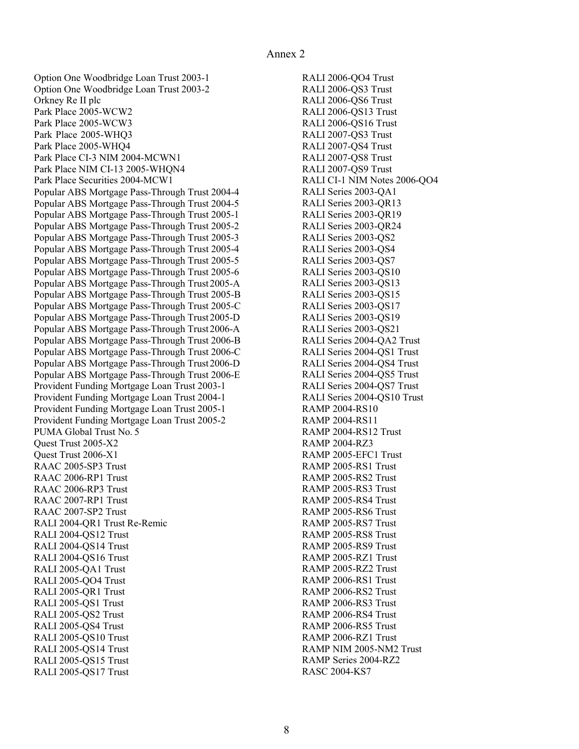Annex 2

Option One Woodbridge Loan Trust 2003-1
Option One Woodbridge Loan Trust 2003-2
Orkney Re II plc
Park Place 2005-WCW2
Park Place 2005-WCW3
Park Place 2005-WHQ3
Park Place 2005-WHQ4
Park Place CI-3 NIM 2004-MCWN1
Park Place NIM CI-13 2005-WHQN4
Park Place Securities 2004-MCW1
Popular ABS Mortgage Pass-Through Trust 2004-4
Popular ABS Mortgage Pass-Through Trust 2004-5
Popular ABS Mortgage Pass-Through Trust 2005-1
Popular ABS Mortgage Pass-Through Trust 2005-2
Popular ABS Mortgage Pass-Through Trust 2005-3
Popular ABS Mortgage Pass-Through Trust 2005-4
Popular ABS Mortgage Pass-Through Trust 2005-5
Popular ABS Mortgage Pass-Through Trust 2005-6
Popular ABS Mortgage Pass-Through Trust 2005-A
Popular ABS Mortgage Pass-Through Trust 2005-B
Popular ABS Mortgage Pass-Through Trust 2005-C
Popular ABS Mortgage Pass-Through Trust 2005-D
Popular ABS Mortgage Pass-Through Trust 2006-A
Popular ABS Mortgage Pass-Through Trust 2006-B
Popular ABS Mortgage Pass-Through Trust 2006-C
Popular ABS Mortgage Pass-Through Trust 2006-D
Popular ABS Mortgage Pass-Through Trust 2006-E
Provident Funding Mortgage Loan Trust 2003-1
Provident Funding Mortgage Loan Trust 2004-1
Provident Funding Mortgage Loan Trust 2005-1
Provident Funding Mortgage Loan Trust 2005-2
PUMA Global Trust No. 5
Quest Trust 2005-X2
Quest Trust 2006-X1
RAAC 2005-SP3 Trust
RAAC 2006-RP1 Trust
RAAC 2006-RP3 Trust
RAAC 2007-RP1 Trust
RAAC 2007-SP2 Trust
RALI 2004-QR1 Trust Re-Remic
RALI 2004-QS12 Trust
RALI 2004-QS14 Trust
RALI 2004-QS16 Trust
RALI 2005-QA1 Trust
RALI 2005-QO4 Trust
RALI 2005-QR1 Trust
RALI 2005-QS1 Trust
RALI 2005-QS2 Trust
RALI 2005-QS4 Trust
RALI 2005-QS10 Trust
RALI 2005-QS14 Trust
RALI 2005-QS15 Trust
RALI 2005-QS17 Trust
RALI 2006-QO4 Trust
RALI 2006-QS3 Trust
RALI 2006-QS6 Trust
RALI 2006-QS13 Trust
RALI 2006-QS16 Trust
RALI 2007-QS3 Trust
RALI 2007-QS4 Trust
RALI 2007-QS8 Trust
RALI 2007-QS9 Trust
RALI CI-1 NIM Notes 2006-QO4
RALI Series 2003-QA1
RALI Series 2003-QR13
RALI Series 2003-QR19
RALI Series 2003-QR24
RALI Series 2003-QS2
RALI Series 2003-QS4
RALI Series 2003-QS7
RALI Series 2003-QS10
RALI Series 2003-QS13
RALI Series 2003-QS15
RALI Series 2003-QS17
RALI Series 2003-QS19
RALI Series 2003-QS21
RALI Series 2004-QA2 Trust
RALI Series 2004-QS1 Trust
RALI Series 2004-QS4 Trust
RALI Series 2004-QS5 Trust
RALI Series 2004-QS7 Trust
RALI Series 2004-QS10 Trust
RAMP 2004-RS10
RAMP 2004-RS11
RAMP 2004-RS12 Trust
RAMP 2004-RZ3
RAMP 2005-EFC1 Trust
RAMP 2005-RS1 Trust
RAMP 2005-RS2 Trust
RAMP 2005-RS3 Trust
RAMP 2005-RS4 Trust
RAMP 2005-RS6 Trust
RAMP 2005-RS7 Trust
RAMP 2005-RS8 Trust
RAMP 2005-RS9 Trust
RAMP 2005-RZ1 Trust
RAMP 2005-RZ2 Trust
RAMP 2006-RS1 Trust
RAMP 2006-RS2 Trust
RAMP 2006-RS3 Trust
RAMP 2006-RS4 Trust
RAMP 2006-RS5 Trust
RAMP 2006-RZ1 Trust
RAMP NIM 2005-NM2 Trust
RAMP Series 2004-RZ2
RASC 2004-KS7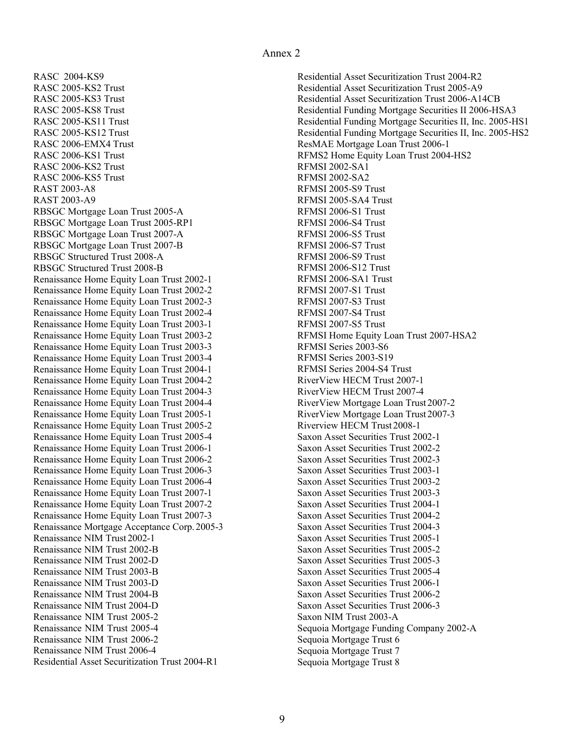Annex 2

RASC 2004-KS9
RASC 2005-KS2 Trust
RASC 2005-KS3 Trust
RASC 2005-KS8 Trust
RASC 2005-KS11 Trust
RASC 2005-KS12 Trust
RASC 2006-EMX4 Trust
RASC 2006-KS1 Trust
RASC 2006-KS2 Trust
RASC 2006-KS5 Trust
RAST 2003-A8
RAST 2003-A9
RBSGC Mortgage Loan Trust 2005-A
RBSGC Mortgage Loan Trust 2005-RP1
RBSGC Mortgage Loan Trust 2007-A
RBSGC Mortgage Loan Trust 2007-B
RBSGC Structured Trust 2008-A
RBSGC Structured Trust 2008-B
Renaissance Home Equity Loan Trust 2002-1
Renaissance Home Equity Loan Trust 2002-2
Renaissance Home Equity Loan Trust 2002-3
Renaissance Home Equity Loan Trust 2002-4
Renaissance Home Equity Loan Trust 2003-1
Renaissance Home Equity Loan Trust 2003-2
Renaissance Home Equity Loan Trust 2003-3
Renaissance Home Equity Loan Trust 2003-4
Renaissance Home Equity Loan Trust 2004-1
Renaissance Home Equity Loan Trust 2004-2
Renaissance Home Equity Loan Trust 2004-3
Renaissance Home Equity Loan Trust 2004-4
Renaissance Home Equity Loan Trust 2005-1
Renaissance Home Equity Loan Trust 2005-2
Renaissance Home Equity Loan Trust 2005-4
Renaissance Home Equity Loan Trust 2006-1
Renaissance Home Equity Loan Trust 2006-2
Renaissance Home Equity Loan Trust 2006-3
Renaissance Home Equity Loan Trust 2006-4
Renaissance Home Equity Loan Trust 2007-1
Renaissance Home Equity Loan Trust 2007-2
Renaissance Home Equity Loan Trust 2007-3
Renaissance Mortgage Acceptance Corp. 2005-3
Renaissance NIM Trust 2002-1
Renaissance NIM Trust 2002-B
Renaissance NIM Trust 2002-D
Renaissance NIM Trust 2003-B
Renaissance NIM Trust 2003-D
Renaissance NIM Trust 2004-B
Renaissance NIM Trust 2004-D
Renaissance NIM Trust 2005-2
Renaissance NIM Trust 2005-4
Renaissance NIM Trust 2006-2
Renaissance NIM Trust 2006-4
Residential Asset Securitization Trust 2004-R1
Residential Asset Securitization Trust 2004-R2
Residential Asset Securitization Trust 2005-A9
Residential Asset Securitization Trust 2006-A14CB
Residential Funding Mortgage Securities II 2006-HSA3
Residential Funding Mortgage Securities II, Inc. 2005-HS1
Residential Funding Mortgage Securities II, Inc. 2005-HS2
ResMAE Mortgage Loan Trust 2006-1
RFMS2 Home Equity Loan Trust 2004-HS2
RFMSI 2002-SA1
RFMSI 2002-SA2
RFMSI 2005-S9 Trust
RFMSI 2005-SA4 Trust
RFMSI 2006-S1 Trust
RFMSI 2006-S4 Trust
RFMSI 2006-S5 Trust
RFMSI 2006-S7 Trust
RFMSI 2006-S9 Trust
RFMSI 2006-S12 Trust
RFMSI 2006-SA1 Trust
RFMSI 2007-S1 Trust
RFMSI 2007-S3 Trust
RFMSI 2007-S4 Trust
RFMSI 2007-S5 Trust
RFMSI Home Equity Loan Trust 2007-HSA2
RFMSI Series 2003-S6
RFMSI Series 2003-S19
RFMSI Series 2004-S4 Trust
RiverView HECM Trust 2007-1
RiverView HECM Trust 2007-4
RiverView Mortgage Loan Trust 2007-2
RiverView Mortgage Loan Trust 2007-3
Riverview HECM Trust 2008-1
Saxon Asset Securities Trust 2002-1
Saxon Asset Securities Trust 2002-2
Saxon Asset Securities Trust 2002-3
Saxon Asset Securities Trust 2003-1
Saxon Asset Securities Trust 2003-2
Saxon Asset Securities Trust 2003-3
Saxon Asset Securities Trust 2004-1
Saxon Asset Securities Trust 2004-2
Saxon Asset Securities Trust 2004-3
Saxon Asset Securities Trust 2005-1
Saxon Asset Securities Trust 2005-2
Saxon Asset Securities Trust 2005-3
Saxon Asset Securities Trust 2005-4
Saxon Asset Securities Trust 2006-1
Saxon Asset Securities Trust 2006-2
Saxon Asset Securities Trust 2006-3
Saxon NIM Trust 2003-A
Sequoia Mortgage Funding Company 2002-A
Sequoia Mortgage Trust 6
Sequoia Mortgage Trust 7
Sequoia Mortgage Trust 8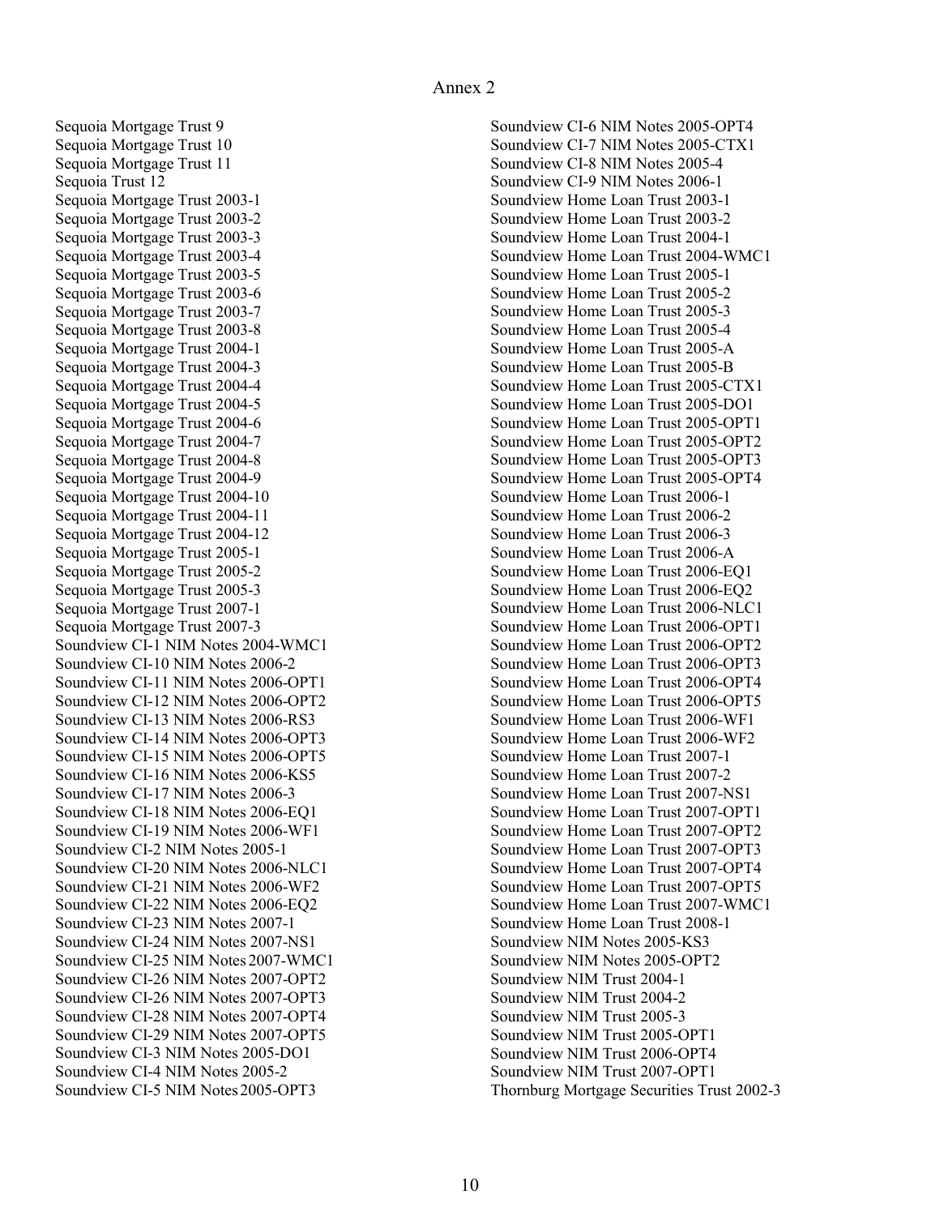Annex 2

Sequoia Mortgage Trust 9
Sequoia Mortgage Trust 10
Sequoia Mortgage Trust 11
Sequoia Trust 12
Sequoia Mortgage Trust 2003-1
Sequoia Mortgage Trust 2003-2
Sequoia Mortgage Trust 2003-3
Sequoia Mortgage Trust 2003-4
Sequoia Mortgage Trust 2003-5
Sequoia Mortgage Trust 2003-6
Sequoia Mortgage Trust 2003-7
Sequoia Mortgage Trust 2003-8
Sequoia Mortgage Trust 2004-1
Sequoia Mortgage Trust 2004-3
Sequoia Mortgage Trust 2004-4
Sequoia Mortgage Trust 2004-5
Sequoia Mortgage Trust 2004-6
Sequoia Mortgage Trust 2004-7
Sequoia Mortgage Trust 2004-8
Sequoia Mortgage Trust 2004-9
Sequoia Mortgage Trust 2004-10
Sequoia Mortgage Trust 2004-11
Sequoia Mortgage Trust 2004-12
Sequoia Mortgage Trust 2005-1
Sequoia Mortgage Trust 2005-2
Sequoia Mortgage Trust 2005-3
Sequoia Mortgage Trust 2007-1
Sequoia Mortgage Trust 2007-3
Soundview CI-1 NIM Notes 2004-WMC1
Soundview CI-10 NIM Notes 2006-2
Soundview CI-11 NIM Notes 2006-OPT1
Soundview CI-12 NIM Notes 2006-OPT2
Soundview CI-13 NIM Notes 2006-RS3
Soundview CI-14 NIM Notes 2006-OPT3
Soundview CI-15 NIM Notes 2006-OPT5
Soundview CI-16 NIM Notes 2006-KS5
Soundview CI-17 NIM Notes 2006-3
Soundview CI-18 NIM Notes 2006-EQ1
Soundview CI-19 NIM Notes 2006-WF1
Soundview CI-2 NIM Notes 2005-1
Soundview CI-20 NIM Notes 2006-NLC1
Soundview CI-21 NIM Notes 2006-WF2
Soundview CI-22 NIM Notes 2006-EQ2
Soundview CI-23 NIM Notes 2007-1
Soundview CI-24 NIM Notes 2007-NS1
Soundview CI-25 NIM Notes 2007-WMC1
Soundview CI-26 NIM Notes 2007-OPT2
Soundview CI-26 NIM Notes 2007-OPT3
Soundview CI-28 NIM Notes 2007-OPT4
Soundview CI-29 NIM Notes 2007-OPT5
Soundview CI-3 NIM Notes 2005-DO1
Soundview CI-4 NIM Notes 2005-2
Soundview CI-5 NIM Notes 2005-OPT3
Soundview CI-6 NIM Notes 2005-OPT4
Soundview CI-7 NIM Notes 2005-CTX1
Soundview CI-8 NIM Notes 2005-4
Soundview CI-9 NIM Notes 2006-1
Soundview Home Loan Trust 2003-1
Soundview Home Loan Trust 2003-2
Soundview Home Loan Trust 2004-1
Soundview Home Loan Trust 2004-WMC1
Soundview Home Loan Trust 2005-1
Soundview Home Loan Trust 2005-2
Soundview Home Loan Trust 2005-3
Soundview Home Loan Trust 2005-4
Soundview Home Loan Trust 2005-A
Soundview Home Loan Trust 2005-B
Soundview Home Loan Trust 2005-CTX1
Soundview Home Loan Trust 2005-DO1
Soundview Home Loan Trust 2005-OPT1
Soundview Home Loan Trust 2005-OPT2
Soundview Home Loan Trust 2005-OPT3
Soundview Home Loan Trust 2005-OPT4
Soundview Home Loan Trust 2006-1
Soundview Home Loan Trust 2006-2
Soundview Home Loan Trust 2006-3
Soundview Home Loan Trust 2006-A
Soundview Home Loan Trust 2006-EQ1
Soundview Home Loan Trust 2006-EQ2
Soundview Home Loan Trust 2006-NLC1
Soundview Home Loan Trust 2006-OPT1
Soundview Home Loan Trust 2006-OPT2
Soundview Home Loan Trust 2006-OPT3
Soundview Home Loan Trust 2006-OPT4
Soundview Home Loan Trust 2006-OPT5
Soundview Home Loan Trust 2006-WF1
Soundview Home Loan Trust 2006-WF2
Soundview Home Loan Trust 2007-1
Soundview Home Loan Trust 2007-2
Soundview Home Loan Trust 2007-NS1
Soundview Home Loan Trust 2007-OPT1
Soundview Home Loan Trust 2007-OPT2
Soundview Home Loan Trust 2007-OPT3
Soundview Home Loan Trust 2007-OPT4
Soundview Home Loan Trust 2007-OPT5
Soundview Home Loan Trust 2007-WMC1
Soundview Home Loan Trust 2008-1
Soundview NIM Notes 2005-KS3
Soundview NIM Notes 2005-OPT2
Soundview NIM Trust 2004-1
Soundview NIM Trust 2004-2
Soundview NIM Trust 2005-3
Soundview NIM Trust 2005-OPT1
Soundview NIM Trust 2006-OPT4
Soundview NIM Trust 2007-OPT1
Thornburg Mortgage Securities Trust 2002-3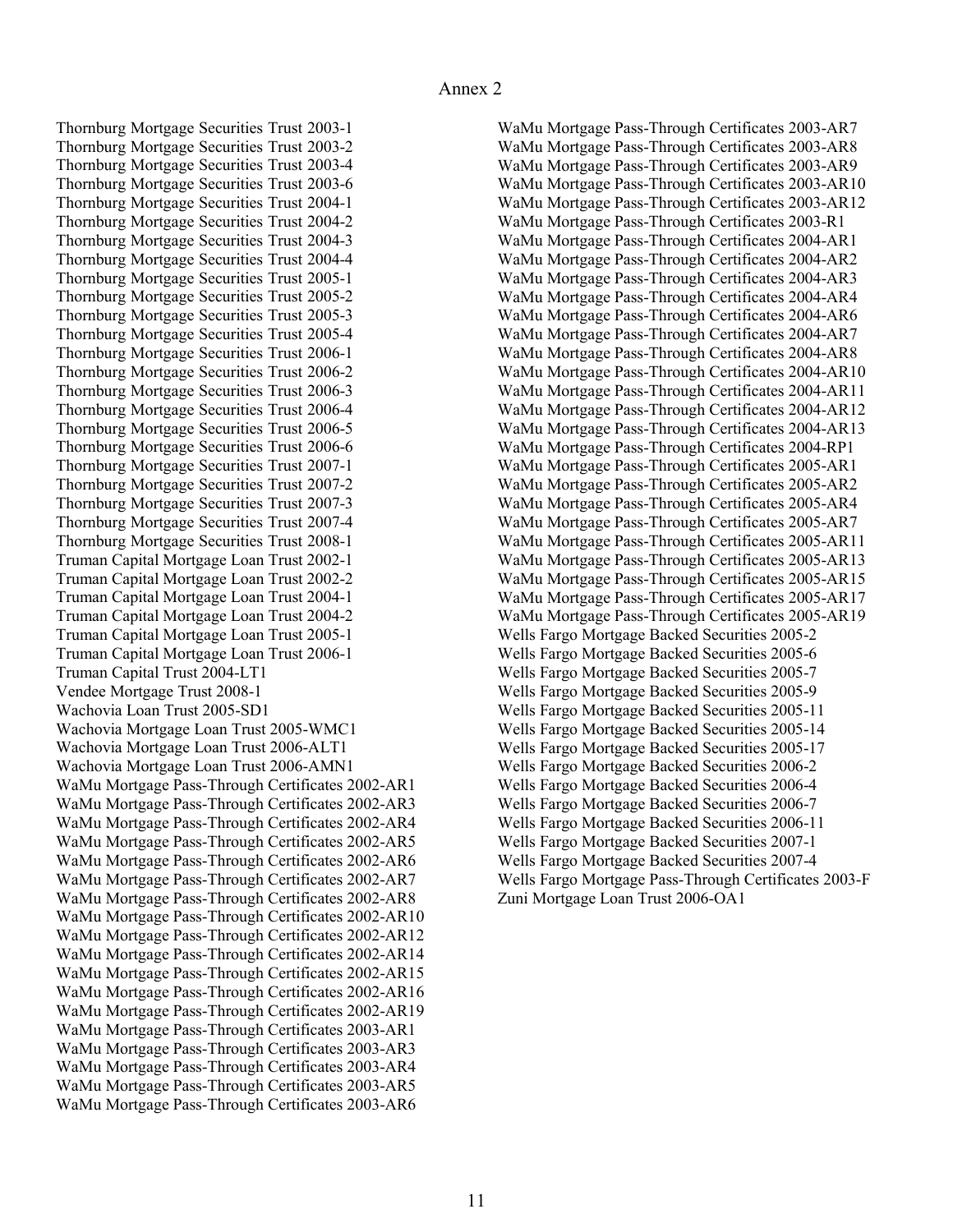# Annex 2

Thornburg Mortgage Securities Trust 2003-1
Thornburg Mortgage Securities Trust 2003-2
Thornburg Mortgage Securities Trust 2003-4
Thornburg Mortgage Securities Trust 2003-6
Thornburg Mortgage Securities Trust 2004-1
Thornburg Mortgage Securities Trust 2004-2
Thornburg Mortgage Securities Trust 2004-3
Thornburg Mortgage Securities Trust 2004-4
Thornburg Mortgage Securities Trust 2005-1
Thornburg Mortgage Securities Trust 2005-2
Thornburg Mortgage Securities Trust 2005-3
Thornburg Mortgage Securities Trust 2005-4
Thornburg Mortgage Securities Trust 2006-1
Thornburg Mortgage Securities Trust 2006-2
Thornburg Mortgage Securities Trust 2006-3
Thornburg Mortgage Securities Trust 2006-4
Thornburg Mortgage Securities Trust 2006-5
Thornburg Mortgage Securities Trust 2006-6
Thornburg Mortgage Securities Trust 2007-1
Thornburg Mortgage Securities Trust 2007-2
Thornburg Mortgage Securities Trust 2007-3
Thornburg Mortgage Securities Trust 2007-4
Thornburg Mortgage Securities Trust 2008-1
Truman Capital Mortgage Loan Trust 2002-1
Truman Capital Mortgage Loan Trust 2002-2
Truman Capital Mortgage Loan Trust 2004-1
Truman Capital Mortgage Loan Trust 2004-2
Truman Capital Mortgage Loan Trust 2005-1
Truman Capital Mortgage Loan Trust 2006-1
Truman Capital Trust 2004-LT1
Vendee Mortgage Trust 2008-1
Wachovia Loan Trust 2005-SD1
Wachovia Mortgage Loan Trust 2005-WMC1
Wachovia Mortgage Loan Trust 2006-ALT1
Wachovia Mortgage Loan Trust 2006-AMN1
WaMu Mortgage Pass-Through Certificates 2002-AR1
WaMu Mortgage Pass-Through Certificates 2002-AR3
WaMu Mortgage Pass-Through Certificates 2002-AR4
WaMu Mortgage Pass-Through Certificates 2002-AR5
WaMu Mortgage Pass-Through Certificates 2002-AR6
WaMu Mortgage Pass-Through Certificates 2002-AR7
WaMu Mortgage Pass-Through Certificates 2002-AR8
WaMu Mortgage Pass-Through Certificates 2002-AR10
WaMu Mortgage Pass-Through Certificates 2002-AR12
WaMu Mortgage Pass-Through Certificates 2002-AR14
WaMu Mortgage Pass-Through Certificates 2002-AR15
WaMu Mortgage Pass-Through Certificates 2002-AR16
WaMu Mortgage Pass-Through Certificates 2002-AR19
WaMu Mortgage Pass-Through Certificates 2003-AR1
WaMu Mortgage Pass-Through Certificates 2003-AR3
WaMu Mortgage Pass-Through Certificates 2003-AR4
WaMu Mortgage Pass-Through Certificates 2003-AR5
WaMu Mortgage Pass-Through Certificates 2003-AR6
WaMu Mortgage Pass-Through Certificates 2003-AR7
WaMu Mortgage Pass-Through Certificates 2003-AR8
WaMu Mortgage Pass-Through Certificates 2003-AR9
WaMu Mortgage Pass-Through Certificates 2003-AR10
WaMu Mortgage Pass-Through Certificates 2003-AR12
WaMu Mortgage Pass-Through Certificates 2003-R1
WaMu Mortgage Pass-Through Certificates 2004-AR1
WaMu Mortgage Pass-Through Certificates 2004-AR2
WaMu Mortgage Pass-Through Certificates 2004-AR3
WaMu Mortgage Pass-Through Certificates 2004-AR4
WaMu Mortgage Pass-Through Certificates 2004-AR6
WaMu Mortgage Pass-Through Certificates 2004-AR7
WaMu Mortgage Pass-Through Certificates 2004-AR8
WaMu Mortgage Pass-Through Certificates 2004-AR10
WaMu Mortgage Pass-Through Certificates 2004-AR11
WaMu Mortgage Pass-Through Certificates 2004-AR12
WaMu Mortgage Pass-Through Certificates 2004-AR13
WaMu Mortgage Pass-Through Certificates 2004-RP1
WaMu Mortgage Pass-Through Certificates 2005-AR1
WaMu Mortgage Pass-Through Certificates 2005-AR2
WaMu Mortgage Pass-Through Certificates 2005-AR4
WaMu Mortgage Pass-Through Certificates 2005-AR7
WaMu Mortgage Pass-Through Certificates 2005-AR11
WaMu Mortgage Pass-Through Certificates 2005-AR13
WaMu Mortgage Pass-Through Certificates 2005-AR15
WaMu Mortgage Pass-Through Certificates 2005-AR17
WaMu Mortgage Pass-Through Certificates 2005-AR19
Wells Fargo Mortgage Backed Securities 2005-2
Wells Fargo Mortgage Backed Securities 2005-6
Wells Fargo Mortgage Backed Securities 2005-7
Wells Fargo Mortgage Backed Securities 2005-9
Wells Fargo Mortgage Backed Securities 2005-11
Wells Fargo Mortgage Backed Securities 2005-14
Wells Fargo Mortgage Backed Securities 2005-17
Wells Fargo Mortgage Backed Securities 2006-2
Wells Fargo Mortgage Backed Securities 2006-4
Wells Fargo Mortgage Backed Securities 2006-7
Wells Fargo Mortgage Backed Securities 2006-11
Wells Fargo Mortgage Backed Securities 2007-1
Wells Fargo Mortgage Backed Securities 2007-4
Wells Fargo Mortgage Pass-Through Certificates 2003-F
Zuni Mortgage Loan Trust 2006-OA1